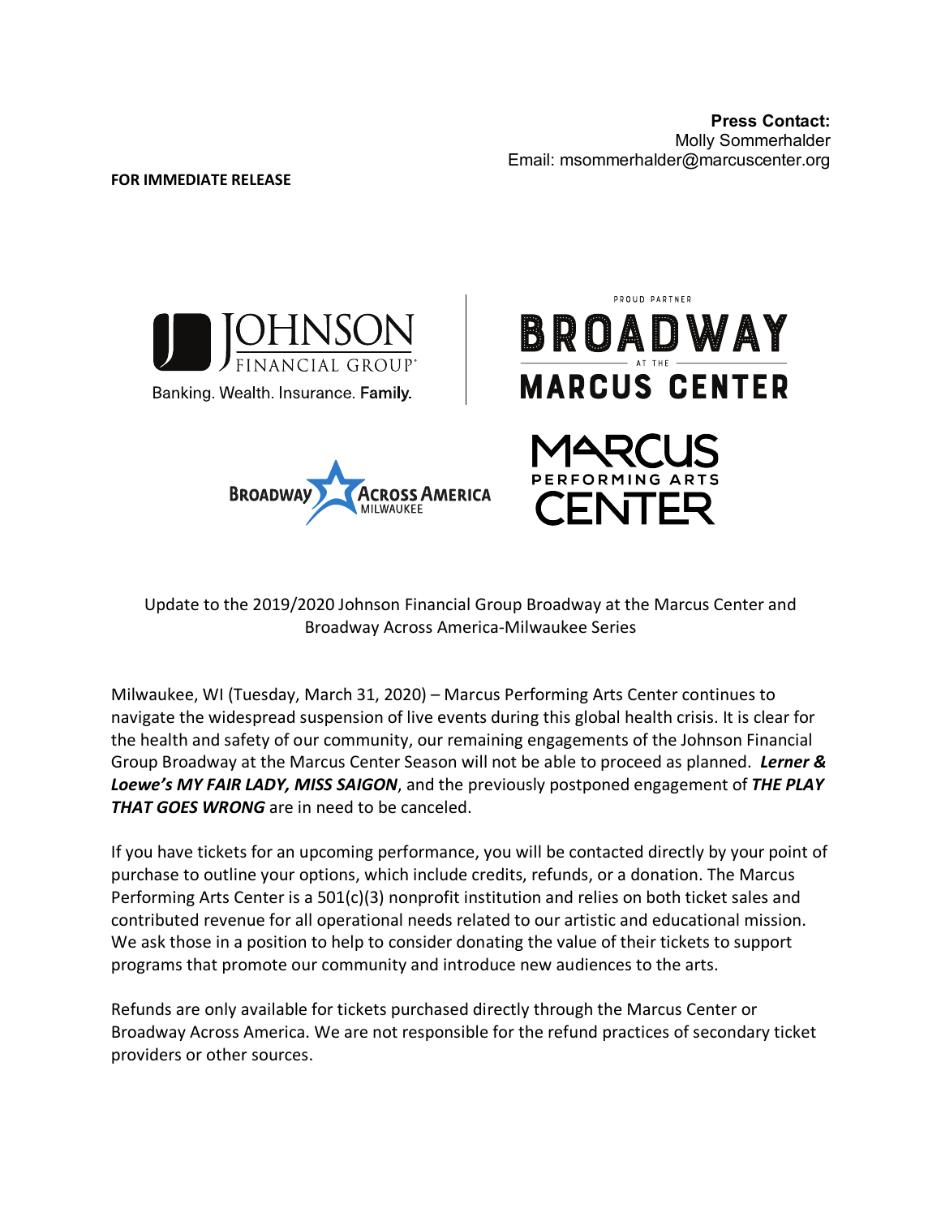**Press Contact:**
Molly Sommerhalder
Email: msommerhalder@marcuscenter.org

**FOR IMMEDIATE RELEASE**

Update to the 2019/2020 Johnson Financial Group Broadway at the Marcus Center and Broadway Across America-Milwaukee Series

Milwaukee, WI (Tuesday, March 31, 2020) – Marcus Performing Arts Center continues to navigate the widespread suspension of live events during this global health crisis. It is clear for the health and safety of our community, our remaining engagements of the Johnson Financial Group Broadway at the Marcus Center Season will not be able to proceed as planned. ***Lerner & Loewe's MY FAIR LADY, MISS SAIGON***, and the previously postponed engagement of ***THE PLAY THAT GOES WRONG*** are in need to be canceled.

If you have tickets for an upcoming performance, you will be contacted directly by your point of purchase to outline your options, which include credits, refunds, or a donation. The Marcus Performing Arts Center is a 501(c)(3) nonprofit institution and relies on both ticket sales and contributed revenue for all operational needs related to our artistic and educational mission. We ask those in a position to help to consider donating the value of their tickets to support programs that promote our community and introduce new audiences to the arts.

Refunds are only available for tickets purchased directly through the Marcus Center or Broadway Across America. We are not responsible for the refund practices of secondary ticket providers or other sources.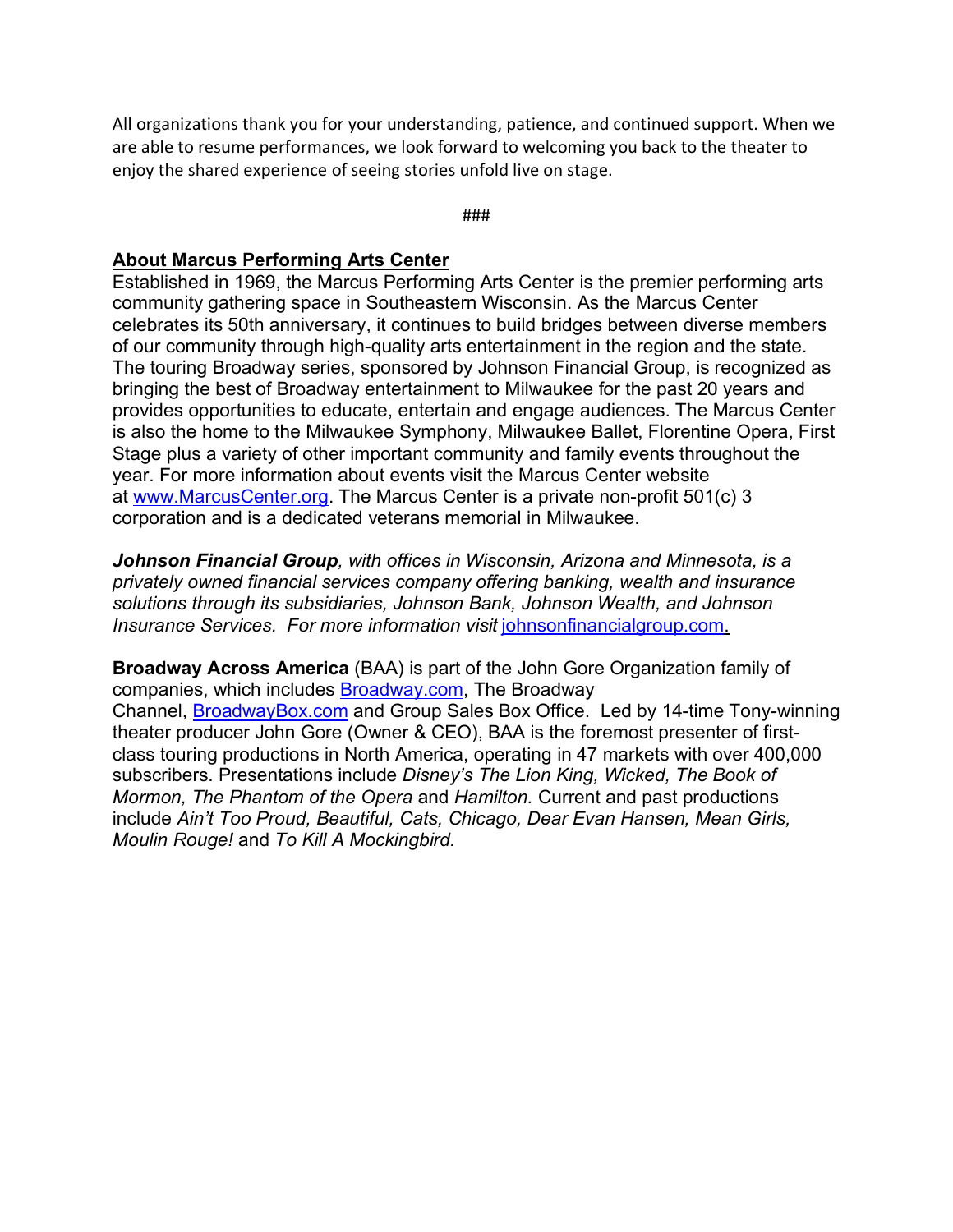All organizations thank you for your understanding, patience, and continued support. When we are able to resume performances, we look forward to welcoming you back to the theater to enjoy the shared experience of seeing stories unfold live on stage.

###

## About Marcus Performing Arts Center

Established in 1969, the Marcus Performing Arts Center is the premier performing arts community gathering space in Southeastern Wisconsin. As the Marcus Center celebrates its 50th anniversary, it continues to build bridges between diverse members of our community through high-quality arts entertainment in the region and the state. The touring Broadway series, sponsored by Johnson Financial Group, is recognized as bringing the best of Broadway entertainment to Milwaukee for the past 20 years and provides opportunities to educate, entertain and engage audiences. The Marcus Center is also the home to the Milwaukee Symphony, Milwaukee Ballet, Florentine Opera, First Stage plus a variety of other important community and family events throughout the year. For more information about events visit the Marcus Center website at www.MarcusCenter.org. The Marcus Center is a private non-profit 501(c) 3 corporation and is a dedicated veterans memorial in Milwaukee.

***Johnson Financial Group**, with offices in Wisconsin, Arizona and Minnesota, is a privately owned financial services company offering banking, wealth and insurance solutions through its subsidiaries, Johnson Bank, Johnson Wealth, and Johnson Insurance Services. For more information visit* johnsonfinancialgroup.com.

**Broadway Across America** (BAA) is part of the John Gore Organization family of companies, which includes Broadway.com, The Broadway Channel, BroadwayBox.com and Group Sales Box Office. Led by 14-time Tony-winning theater producer John Gore (Owner & CEO), BAA is the foremost presenter of first-class touring productions in North America, operating in 47 markets with over 400,000 subscribers. Presentations include *Disney's The Lion King, Wicked, The Book of Mormon, The Phantom of the Opera* and *Hamilton.* Current and past productions include *Ain't Too Proud, Beautiful, Cats, Chicago, Dear Evan Hansen, Mean Girls, Moulin Rouge!* and *To Kill A Mockingbird.*